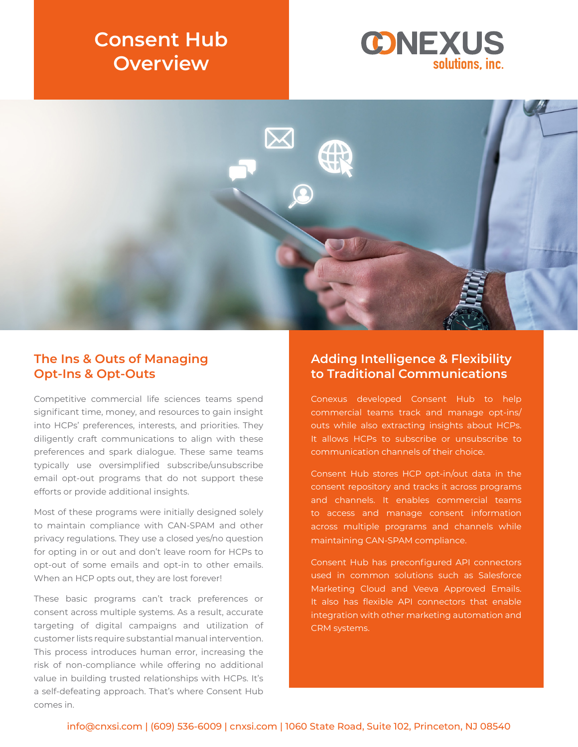# Consent Hub Overview

CONEXUS solutions, inc.

## The Ins & Outs of Managing Opt-Ins & Opt-Outs

Competitive commercial life sciences teams spend significant time, money, and resources to gain insight into HCPs' preferences, interests, and priorities. They diligently craft communications to align with these preferences and spark dialogue. These same teams typically use oversimplified subscribe/unsubscribe email opt-out programs that do not support these efforts or provide additional insights.

Most of these programs were initially designed solely to maintain compliance with CAN-SPAM and other privacy regulations. They use a closed yes/no question for opting in or out and don't leave room for HCPs to opt-out of some emails and opt-in to other emails. When an HCP opts out, they are lost forever!

These basic programs can't track preferences or consent across multiple systems. As a result, accurate targeting of digital campaigns and utilization of customer lists require substantial manual intervention. This process introduces human error, increasing the risk of non-compliance while offering no additional value in building trusted relationships with HCPs. It's a self-defeating approach. That's where Consent Hub comes in.

## Adding Intelligence & Flexibility to Traditional Communications

Conexus developed Consent Hub to help commercial teams track and manage opt-ins/outs while also extracting insights about HCPs. It allows HCPs to subscribe or unsubscribe to communication channels of their choice.

Consent Hub stores HCP opt-in/out data in the consent repository and tracks it across programs and channels. It enables commercial teams to access and manage consent information across multiple programs and channels while maintaining CAN-SPAM compliance.

Consent Hub has preconfigured API connectors used in common solutions such as Salesforce Marketing Cloud and Veeva Approved Emails. It also has flexible API connectors that enable integration with other marketing automation and CRM systems.

info@cnxsi.com | (609) 536-6009 | cnxsi.com | 1060 State Road, Suite 102, Princeton, NJ 08540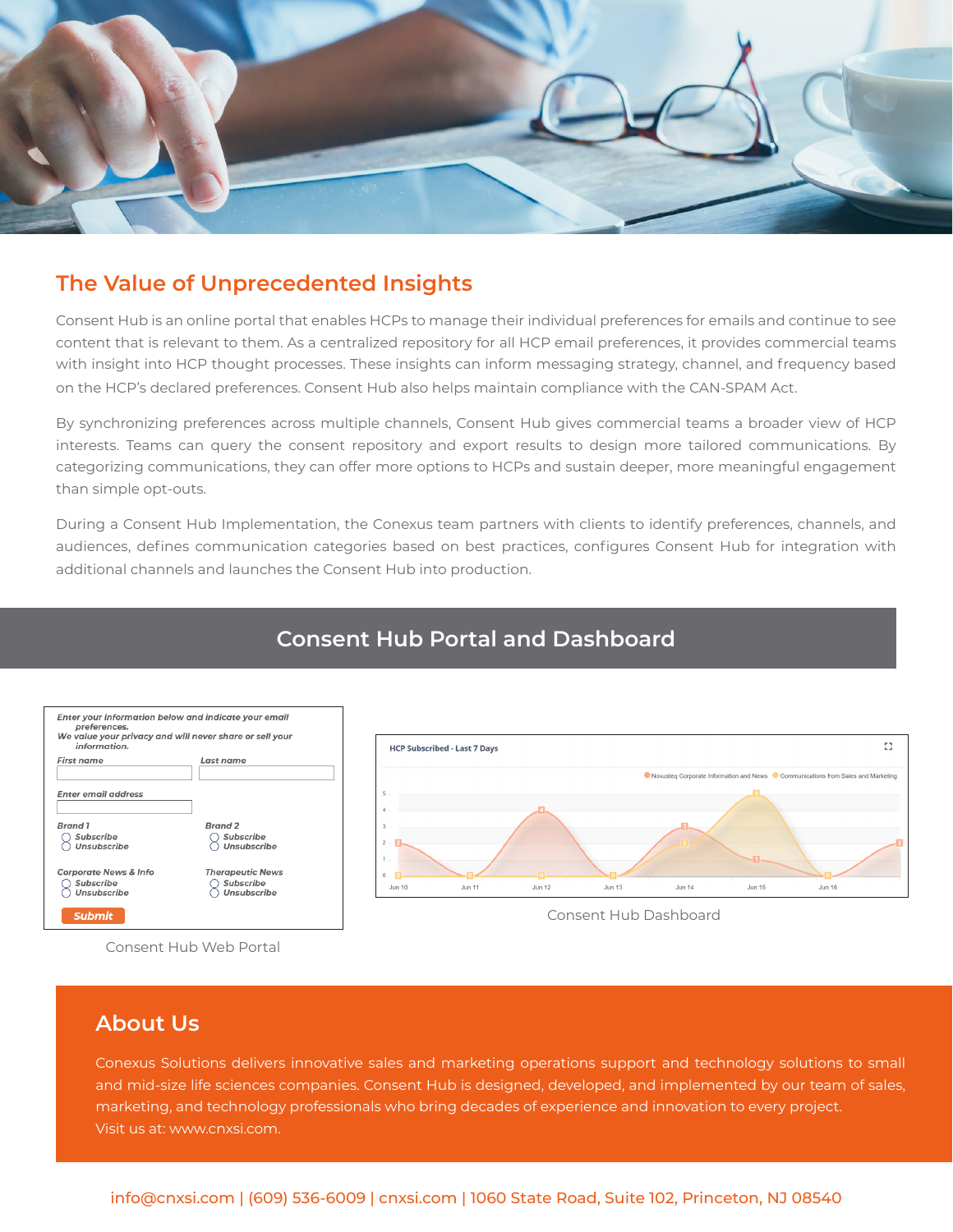## The Value of Unprecedented Insights

Consent Hub is an online portal that enables HCPs to manage their individual preferences for emails and continue to see content that is relevant to them. As a centralized repository for all HCP email preferences, it provides commercial teams with insight into HCP thought processes. These insights can inform messaging strategy, channel, and frequency based on the HCP's declared preferences. Consent Hub also helps maintain compliance with the CAN-SPAM Act.

By synchronizing preferences across multiple channels, Consent Hub gives commercial teams a broader view of HCP interests. Teams can query the consent repository and export results to design more tailored communications. By categorizing communications, they can offer more options to HCPs and sustain deeper, more meaningful engagement than simple opt-outs.

During a Consent Hub Implementation, the Conexus team partners with clients to identify preferences, channels, and audiences, defines communication categories based on best practices, configures Consent Hub for integration with additional channels and launches the Consent Hub into production.

## Consent Hub Portal and Dashboard

*Enter your information below and indicate your email preferences.*
*We value your privacy and will never share or sell your information.*

*First name*

*Last name*

*Enter email address*

*Brand 1*
- *Subscribe*
- *Unsubscribe*

*Brand 2*
- *Subscribe*
- *Unsubscribe*

*Corporate News & Info*
- *Subscribe*
- *Unsubscribe*

*Therapeutic News*
- *Subscribe*
- *Unsubscribe*

**Submit**

Consent Hub Web Portal

HCP Subscribed - Last 7 Days

Novusteq Corporate Information and News
Communications from Sales and Marketing

5
4
3
2
1
0

Jun 10
Jun 11
Jun 12
Jun 13
Jun 14
Jun 15
Jun 16

Consent Hub Dashboard

## About Us

Conexus Solutions delivers innovative sales and marketing operations support and technology solutions to small and mid-size life sciences companies. Consent Hub is designed, developed, and implemented by our team of sales, marketing, and technology professionals who bring decades of experience and innovation to every project.
Visit us at: www.cnxsi.com.

info@cnxsi.com | (609) 536-6009 | cnxsi.com | 1060 State Road, Suite 102, Princeton, NJ 08540